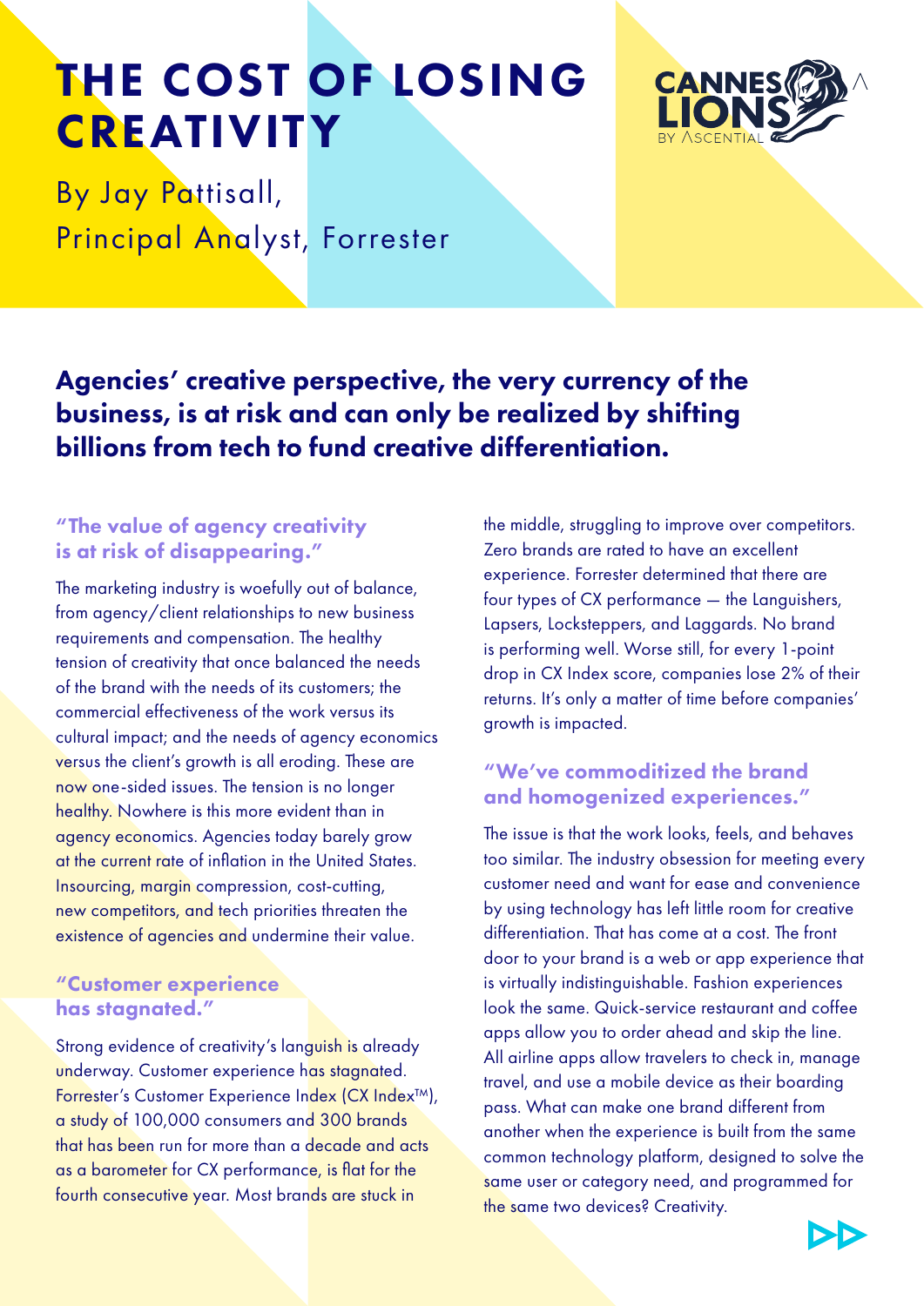# THE COST OF LOSING CREATIVITY

By Jay Pattisall,
Principal Analyst, Forrester

**Agencies' creative perspective, the very currency of the business, is at risk and can only be realized by shifting billions from tech to fund creative differentiation.**

### "The value of agency creativity is at risk of disappearing."

The marketing industry is woefully out of balance, from agency/client relationships to new business requirements and compensation. The healthy tension of creativity that once balanced the needs of the brand with the needs of its customers; the commercial effectiveness of the work versus its cultural impact; and the needs of agency economics versus the client's growth is all eroding. These are now one-sided issues. The tension is no longer healthy. Nowhere is this more evident than in agency economics. Agencies today barely grow at the current rate of inflation in the United States. Insourcing, margin compression, cost-cutting, new competitors, and tech priorities threaten the existence of agencies and undermine their value.

### "Customer experience has stagnated."

Strong evidence of creativity's languish is already underway. Customer experience has stagnated. Forrester's Customer Experience Index (CX Index™), a study of 100,000 consumers and 300 brands that has been run for more than a decade and acts as a barometer for CX performance, is flat for the fourth consecutive year. Most brands are stuck in the middle, struggling to improve over competitors. Zero brands are rated to have an excellent experience. Forrester determined that there are four types of CX performance — the Languishers, Lapsers, Locksteppers, and Laggards. No brand is performing well. Worse still, for every 1-point drop in CX Index score, companies lose 2% of their returns. It's only a matter of time before companies' growth is impacted.

### "We've commoditized the brand and homogenized experiences."

The issue is that the work looks, feels, and behaves too similar. The industry obsession for meeting every customer need and want for ease and convenience by using technology has left little room for creative differentiation. That has come at a cost. The front door to your brand is a web or app experience that is virtually indistinguishable. Fashion experiences look the same. Quick-service restaurant and coffee apps allow you to order ahead and skip the line. All airline apps allow travelers to check in, manage travel, and use a mobile device as their boarding pass. What can make one brand different from another when the experience is built from the same common technology platform, designed to solve the same user or category need, and programmed for the same two devices? Creativity.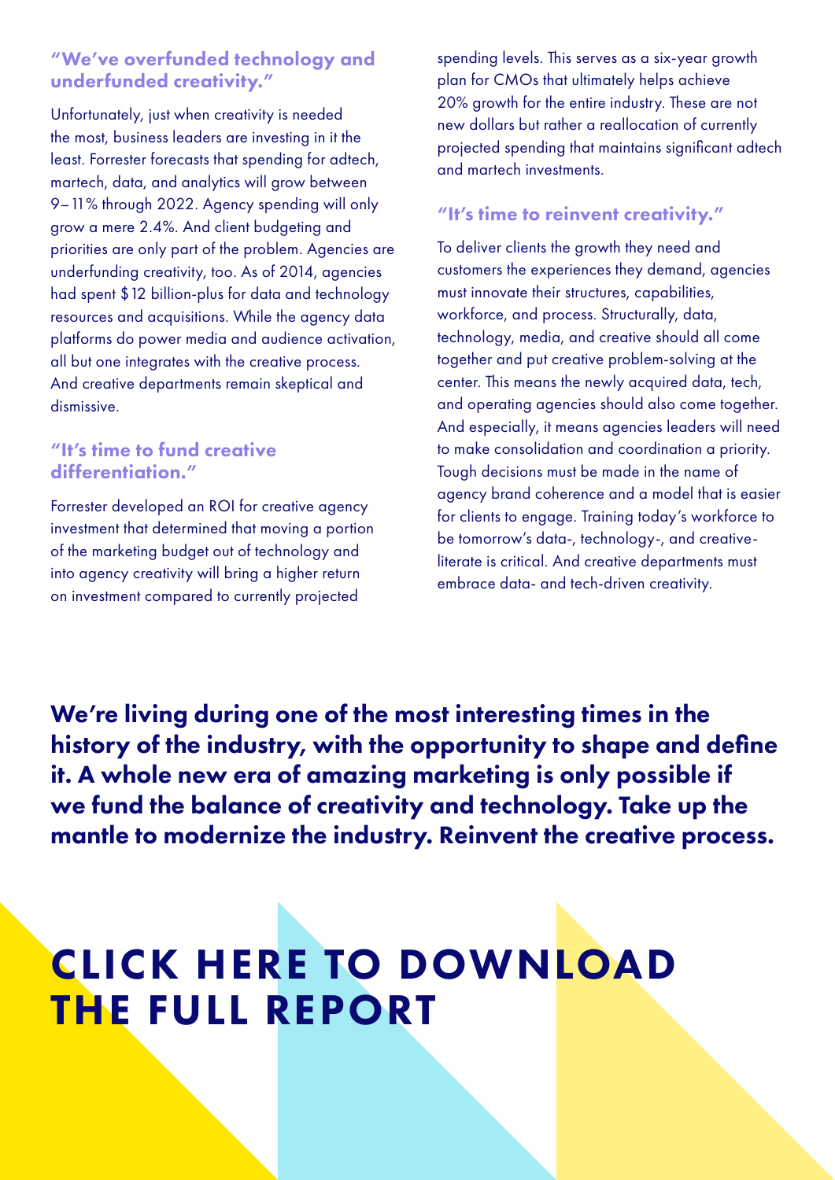### "We've overfunded technology and underfunded creativity."

Unfortunately, just when creativity is needed the most, business leaders are investing in it the least. Forrester forecasts that spending for adtech, martech, data, and analytics will grow between 9–11% through 2022. Agency spending will only grow a mere 2.4%. And client budgeting and priorities are only part of the problem. Agencies are underfunding creativity, too. As of 2014, agencies had spent $12 billion-plus for data and technology resources and acquisitions. While the agency data platforms do power media and audience activation, all but one integrates with the creative process. And creative departments remain skeptical and dismissive.

### "It's time to fund creative differentiation."

Forrester developed an ROI for creative agency investment that determined that moving a portion of the marketing budget out of technology and into agency creativity will bring a higher return on investment compared to currently projected spending levels. This serves as a six-year growth plan for CMOs that ultimately helps achieve 20% growth for the entire industry. These are not new dollars but rather a reallocation of currently projected spending that maintains significant adtech and martech investments.

### "It's time to reinvent creativity."

To deliver clients the growth they need and customers the experiences they demand, agencies must innovate their structures, capabilities, workforce, and process. Structurally, data, technology, media, and creative should all come together and put creative problem-solving at the center. This means the newly acquired data, tech, and operating agencies should also come together. And especially, it means agencies leaders will need to make consolidation and coordination a priority. Tough decisions must be made in the name of agency brand coherence and a model that is easier for clients to engage. Training today's workforce to be tomorrow's data-, technology-, and creative-literate is critical. And creative departments must embrace data- and tech-driven creativity.

**We're living during one of the most interesting times in the history of the industry, with the opportunity to shape and define it. A whole new era of amazing marketing is only possible if we fund the balance of creativity and technology. Take up the mantle to modernize the industry. Reinvent the creative process.**

## CLICK HERE TO DOWNLOAD THE FULL REPORT